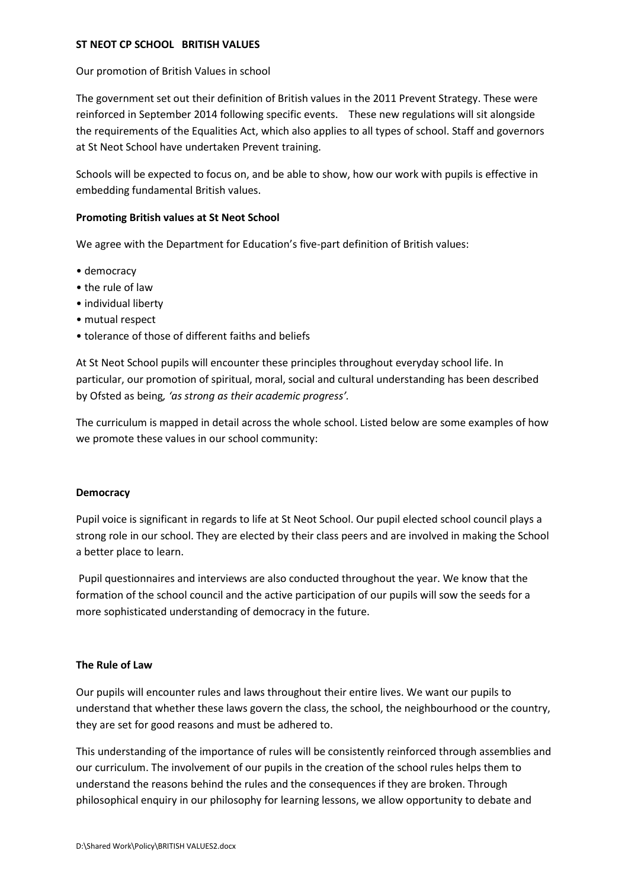**ST NEOT CP SCHOOL BRITISH VALUES**

Our promotion of British Values in school

The government set out their definition of British values in the 2011 Prevent Strategy. These were reinforced in September 2014 following specific events. These new regulations will sit alongside the requirements of the Equalities Act, which also applies to all types of school. Staff and governors at St Neot School have undertaken Prevent training.

Schools will be expected to focus on, and be able to show, how our work with pupils is effective in embedding fundamental British values.

**Promoting British values at St Neot School**

We agree with the Department for Education's five-part definition of British values:

- democracy
- the rule of law
- individual liberty
- mutual respect
- tolerance of those of different faiths and beliefs

At St Neot School pupils will encounter these principles throughout everyday school life. In particular, our promotion of spiritual, moral, social and cultural understanding has been described by Ofsted as being *'as strong as their academic progress'*.

The curriculum is mapped in detail across the whole school. Listed below are some examples of how we promote these values in our school community:

**Democracy**

Pupil voice is significant in regards to life at St Neot School. Our pupil elected school council plays a strong role in our school. They are elected by their class peers and are involved in making the School a better place to learn.

Pupil questionnaires and interviews are also conducted throughout the year. We know that the formation of the school council and the active participation of our pupils will sow the seeds for a more sophisticated understanding of democracy in the future.

**The Rule of Law**

Our pupils will encounter rules and laws throughout their entire lives. We want our pupils to understand that whether these laws govern the class, the school, the neighbourhood or the country, they are set for good reasons and must be adhered to.

This understanding of the importance of rules will be consistently reinforced through assemblies and our curriculum. The involvement of our pupils in the creation of the school rules helps them to understand the reasons behind the rules and the consequences if they are broken. Through philosophical enquiry in our philosophy for learning lessons, we allow opportunity to debate and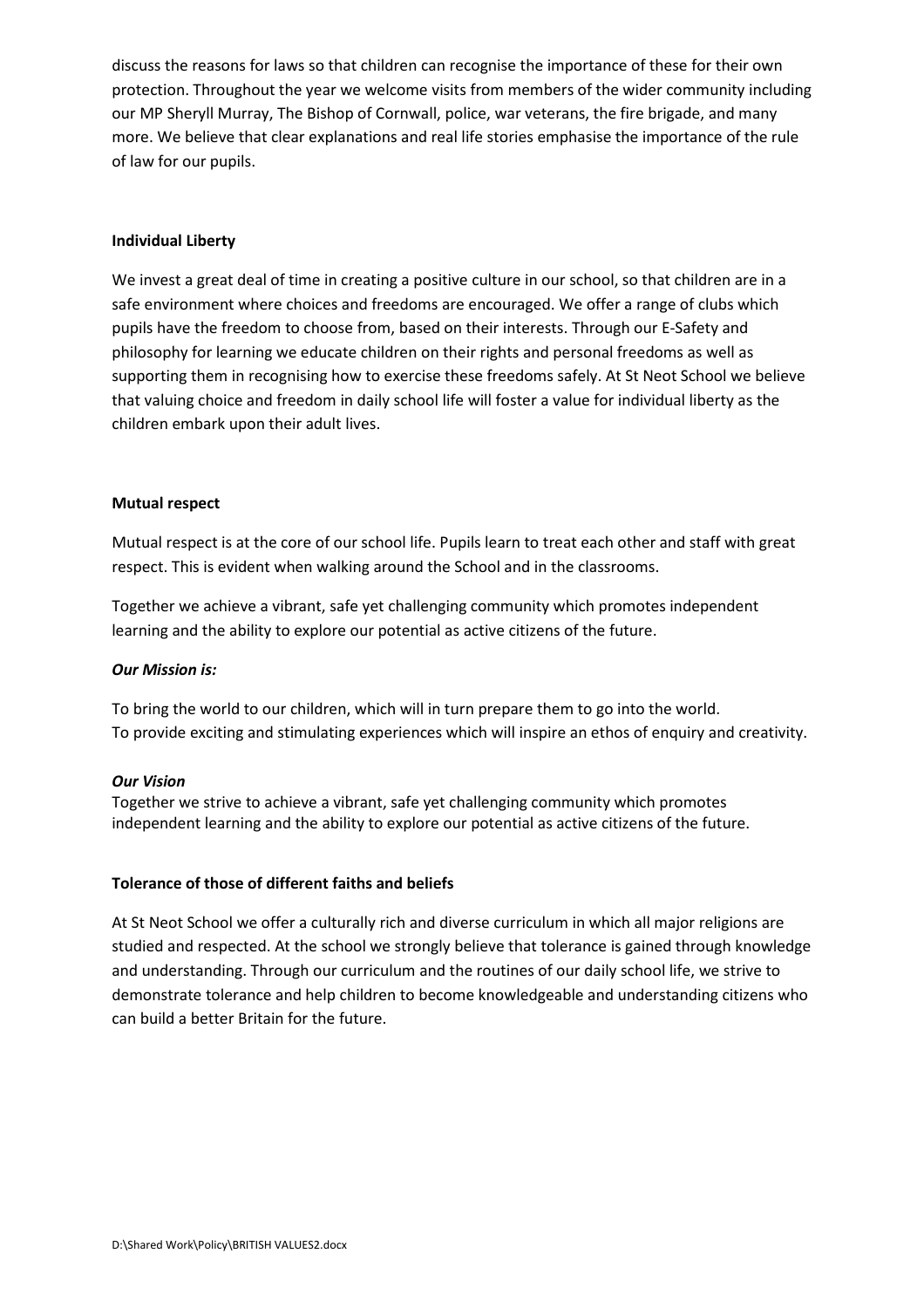discuss the reasons for laws so that children can recognise the importance of these for their own protection. Throughout the year we welcome visits from members of the wider community including our MP Sheryll Murray, The Bishop of Cornwall, police, war veterans, the fire brigade, and many more. We believe that clear explanations and real life stories emphasise the importance of the rule of law for our pupils.

**Individual Liberty**

We invest a great deal of time in creating a positive culture in our school, so that children are in a safe environment where choices and freedoms are encouraged. We offer a range of clubs which pupils have the freedom to choose from, based on their interests. Through our E-Safety and philosophy for learning we educate children on their rights and personal freedoms as well as supporting them in recognising how to exercise these freedoms safely. At St Neot School we believe that valuing choice and freedom in daily school life will foster a value for individual liberty as the children embark upon their adult lives.

**Mutual respect**

Mutual respect is at the core of our school life. Pupils learn to treat each other and staff with great respect. This is evident when walking around the School and in the classrooms.

Together we achieve a vibrant, safe yet challenging community which promotes independent learning and the ability to explore our potential as active citizens of the future.

***Our Mission is:***

To bring the world to our children, which will in turn prepare them to go into the world.
To provide exciting and stimulating experiences which will inspire an ethos of enquiry and creativity.

***Our Vision***
Together we strive to achieve a vibrant, safe yet challenging community which promotes independent learning and the ability to explore our potential as active citizens of the future.

**Tolerance of those of different faiths and beliefs**

At St Neot School we offer a culturally rich and diverse curriculum in which all major religions are studied and respected. At the school we strongly believe that tolerance is gained through knowledge and understanding. Through our curriculum and the routines of our daily school life, we strive to demonstrate tolerance and help children to become knowledgeable and understanding citizens who can build a better Britain for the future.

D:\Shared Work\Policy\BRITISH VALUES2.docx